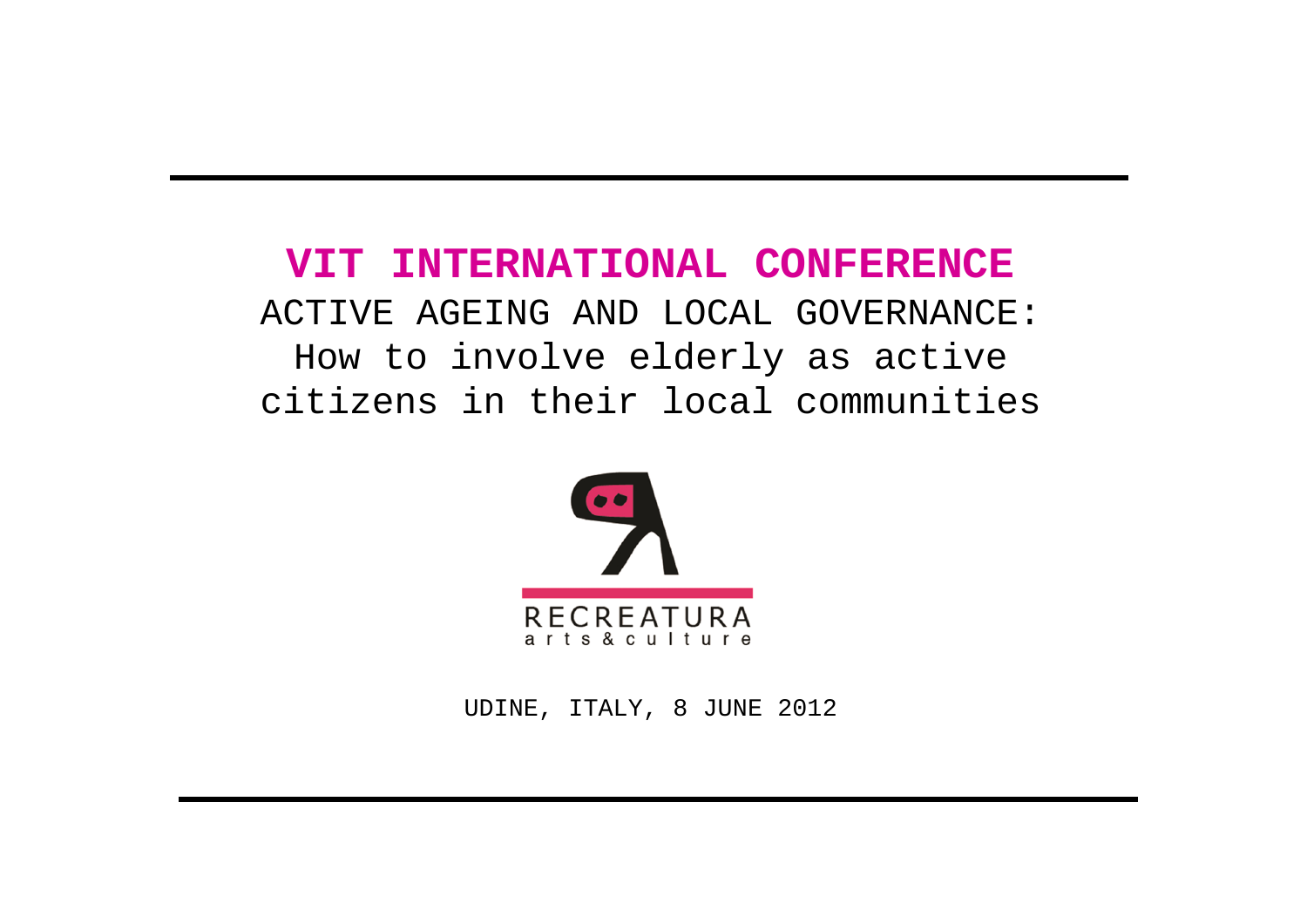# VIT INTERNATIONAL CONFERENCE

ACTIVE AGEING AND LOCAL GOVERNANCE:
How to involve elderly as active citizens in their local communities

RECREATURA
arts & culture

UDINE, ITALY, 8 JUNE 2012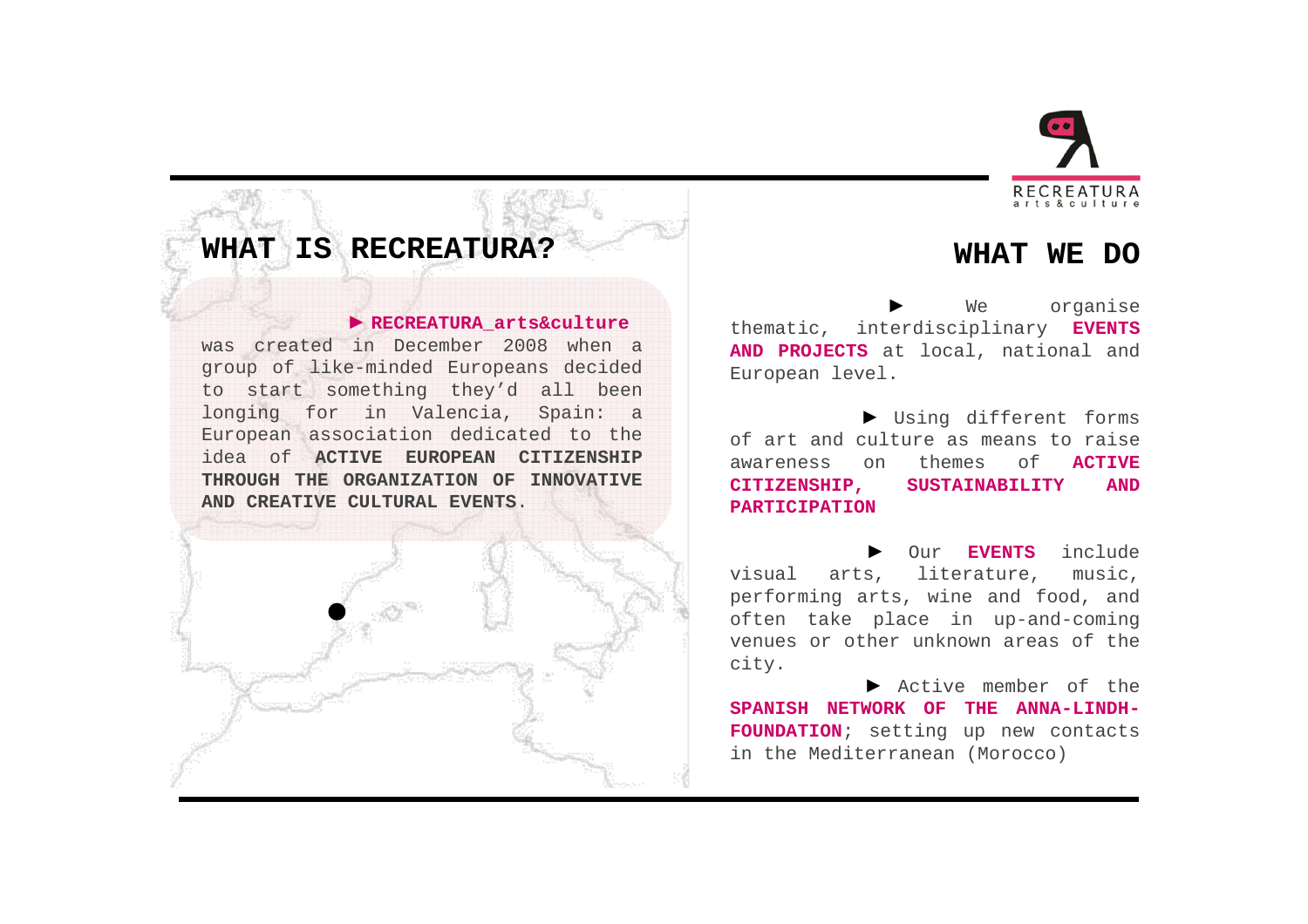## WHAT IS RECREATURA?

► **RECREATURA_arts&culture** was created in December 2008 when a group of like-minded Europeans decided to start something they'd all been longing for in Valencia, Spain: a European association dedicated to the idea of **ACTIVE EUROPEAN CITIZENSHIP THROUGH THE ORGANIZATION OF INNOVATIVE AND CREATIVE CULTURAL EVENTS**.

## WHAT WE DO

► We organise thematic, interdisciplinary **EVENTS AND PROJECTS** at local, national and European level.

► Using different forms of art and culture as means to raise awareness on themes of **ACTIVE CITIZENSHIP, SUSTAINABILITY AND PARTICIPATION**

► Our **EVENTS** include visual arts, literature, music, performing arts, wine and food, and often take place in up-and-coming venues or other unknown areas of the city.

► Active member of the **SPANISH NETWORK OF THE ANNA-LINDH-FOUNDATION**; setting up new contacts in the Mediterranean (Morocco)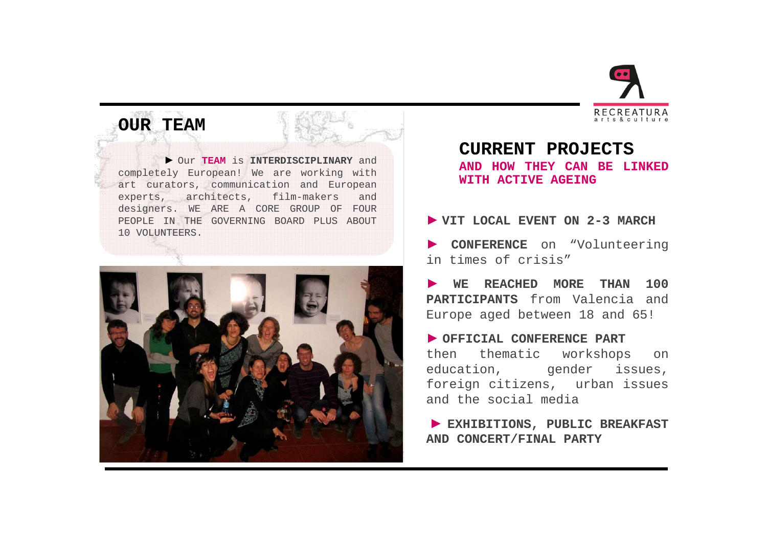## OUR TEAM

► Our **TEAM** is **INTERDISCIPLINARY** and completely European! We are working with art curators, communication and European experts, architects, film-makers and designers. WE ARE A CORE GROUP OF FOUR PEOPLE IN THE GOVERNING BOARD PLUS ABOUT 10 VOLUNTEERS.

## CURRENT PROJECTS

**AND HOW THEY CAN BE LINKED WITH ACTIVE AGEING**

► **VIT LOCAL EVENT ON 2-3 MARCH**

► **CONFERENCE** on "Volunteering in times of crisis"

► **WE REACHED MORE THAN 100 PARTICIPANTS** from Valencia and Europe aged between 18 and 65!

► **OFFICIAL CONFERENCE PART** then thematic workshops on education, gender issues, foreign citizens, urban issues and the social media

► **EXHIBITIONS, PUBLIC BREAKFAST AND CONCERT/FINAL PARTY**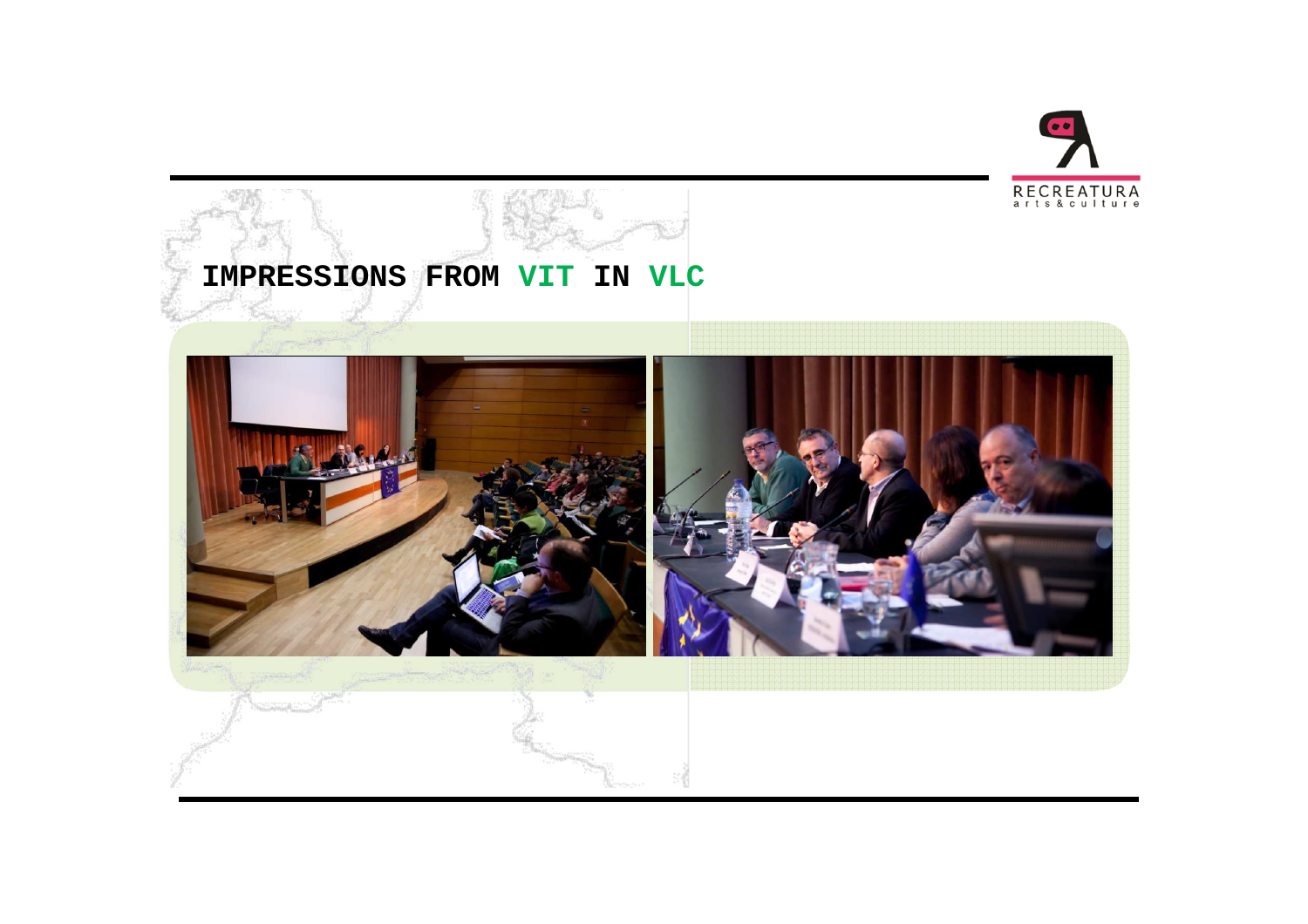# IMPRESSIONS FROM VIT IN VLC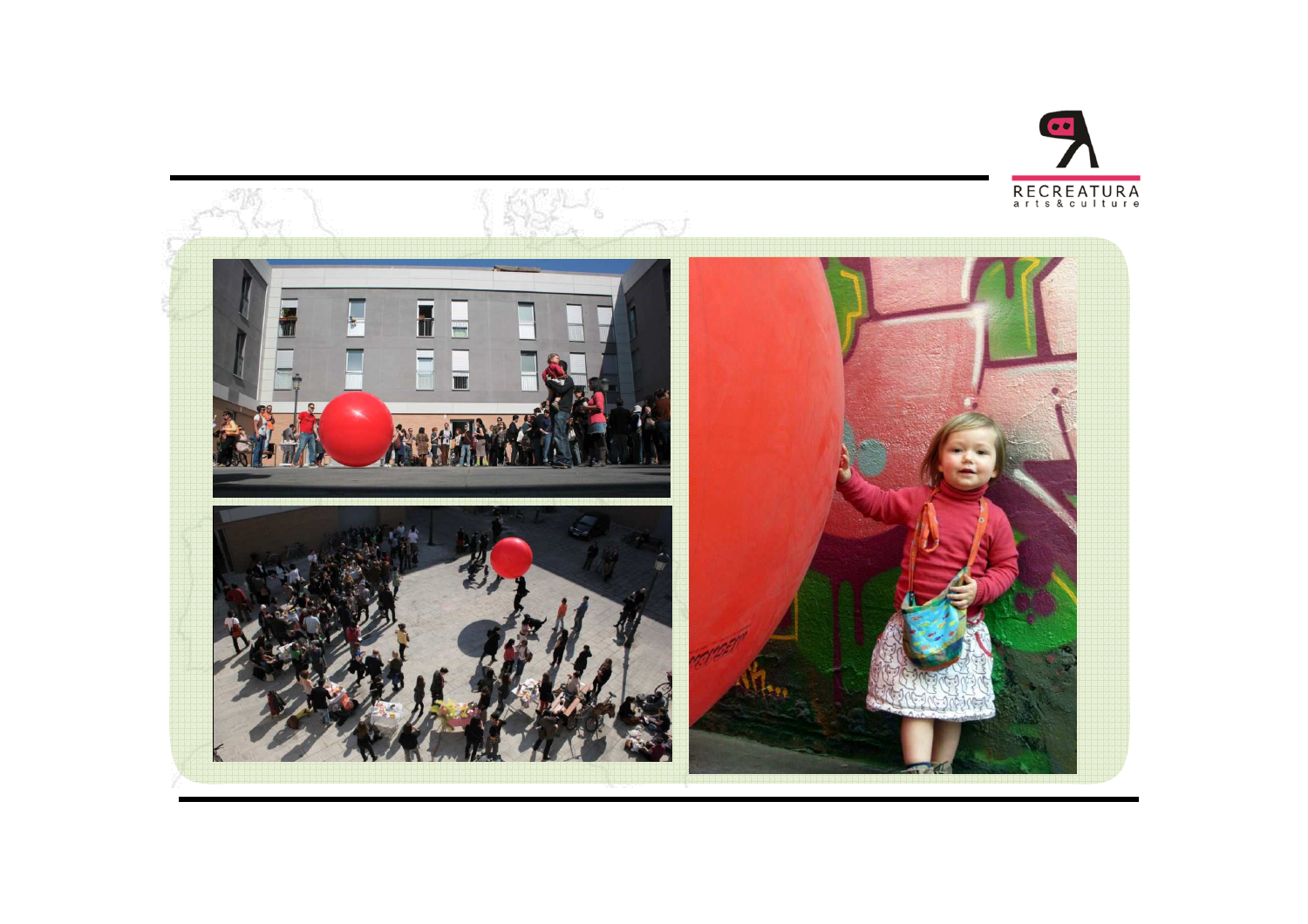RECREATURA

arts&culture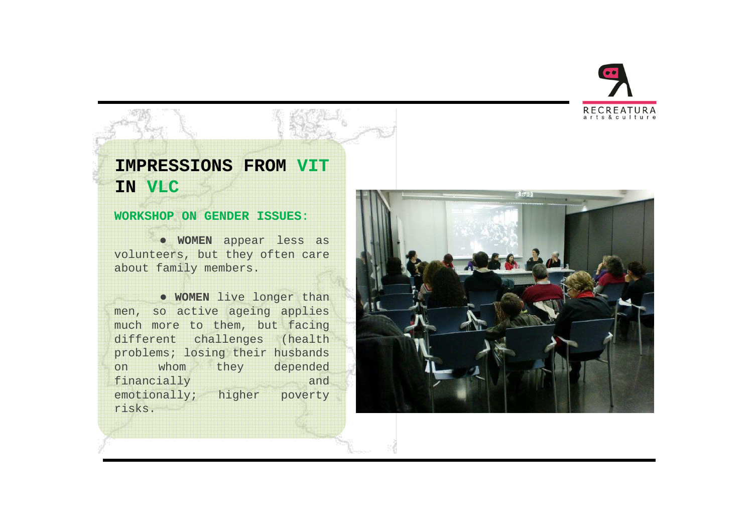# IMPRESSIONS FROM VIT IN VLC

**WORKSHOP ON GENDER ISSUES:**

- **WOMEN** appear less as volunteers, but they often care about family members.

- **WOMEN** live longer than men, so active ageing applies much more to them, but facing different challenges (health problems; losing their husbands on whom they depended financially and emotionally; higher poverty risks.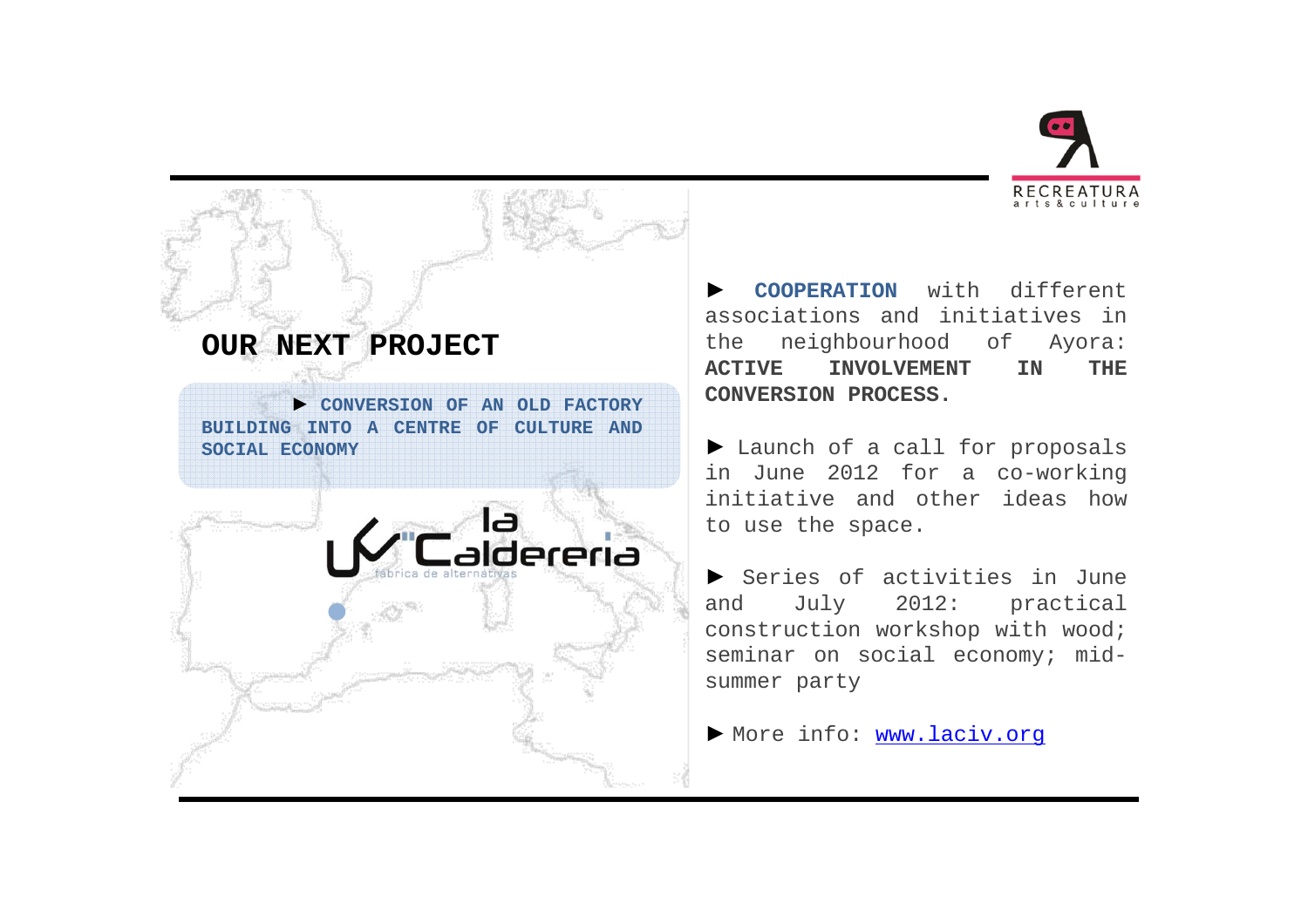## OUR NEXT PROJECT

► **CONVERSION OF AN OLD FACTORY BUILDING INTO A CENTRE OF CULTURE AND SOCIAL ECONOMY**

la Caldereria

fábrica de alternativas

► **COOPERATION** with different associations and initiatives in the neighbourhood of Ayora: **ACTIVE INVOLVEMENT IN THE CONVERSION PROCESS.**

► Launch of a call for proposals in June 2012 for a co-working initiative and other ideas how to use the space.

► Series of activities in June and July 2012: practical construction workshop with wood; seminar on social economy; mid-summer party

► More info: [www.laciv.org](http://www.laciv.org)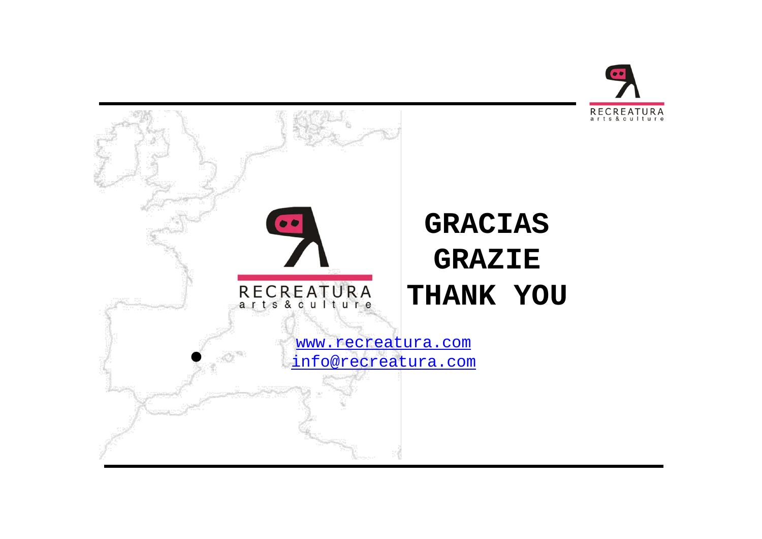RECREATURA
arts & culture

**GRACIAS**

**GRAZIE**

**THANK YOU**

www.recreatura.com

info@recreatura.com